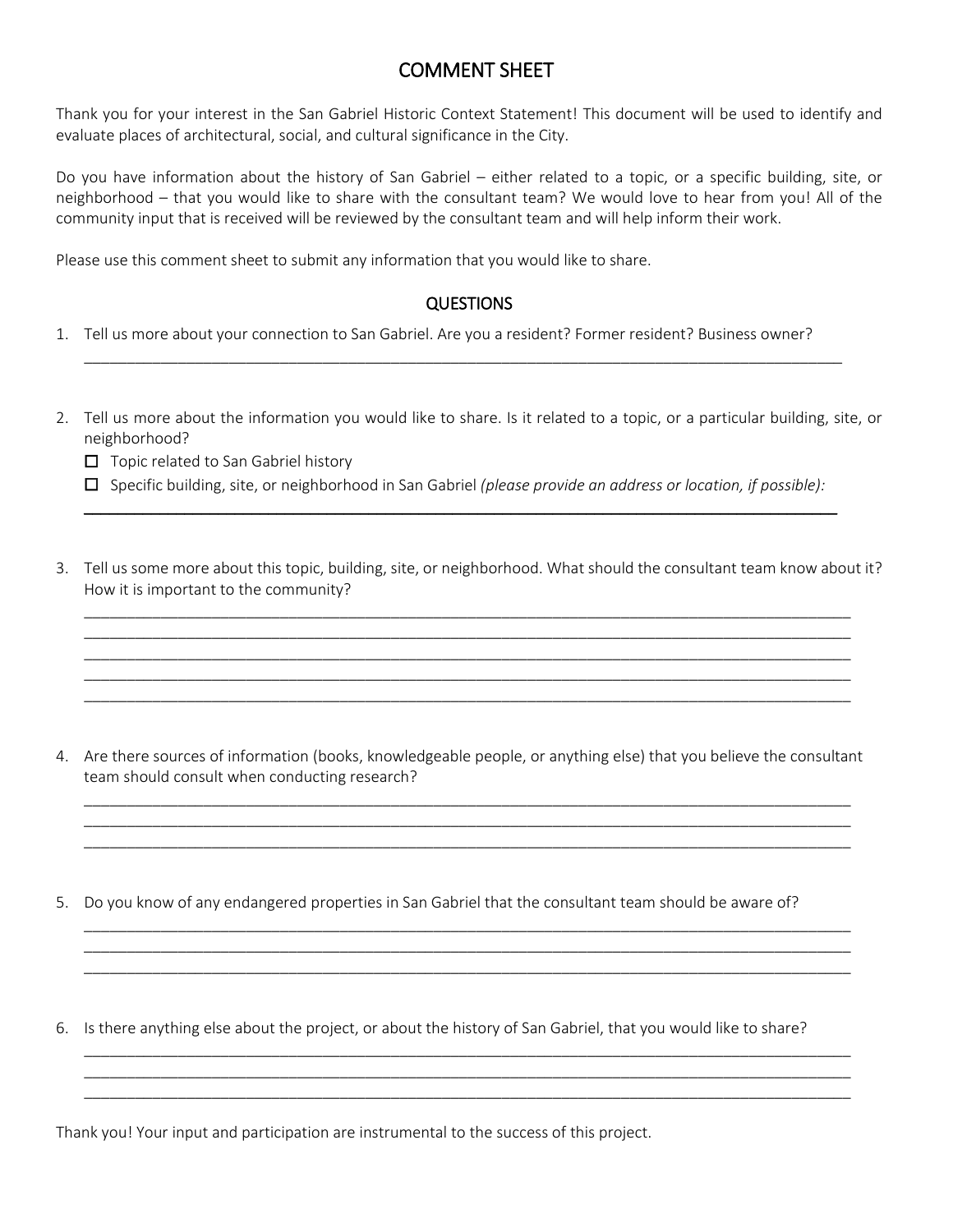# COMMENT SHEET

Thank you for your interest in the San Gabriel Historic Context Statement! This document will be used to identify and evaluate places of architectural, social, and cultural significance in the City.

Do you have information about the history of San Gabriel – either related to a topic, or a specific building, site, or neighborhood – that you would like to share with the consultant team? We would love to hear from you! All of the community input that is received will be reviewed by the consultant team and will help inform their work.

Please use this comment sheet to submit any information that you would like to share.

## QUESTIONS

1. Tell us more about your connection to San Gabriel. Are you a resident? Former resident? Business owner?

   ___________________________________________________________________________________________

2. Tell us more about the information you would like to share. Is it related to a topic, or a particular building, site, or neighborhood?

   ☐ Topic related to San Gabriel history

   ☐ Specific building, site, or neighborhood in San Gabriel *(please provide an address or location, if possible):*

   ___________________________________________________________________________________________

3. Tell us some more about this topic, building, site, or neighborhood. What should the consultant team know about it? How it is important to the community?

   ___________________________________________________________________________________________
   ___________________________________________________________________________________________
   ___________________________________________________________________________________________
   ___________________________________________________________________________________________
   ___________________________________________________________________________________________

4. Are there sources of information (books, knowledgeable people, or anything else) that you believe the consultant team should consult when conducting research?

   ___________________________________________________________________________________________
   ___________________________________________________________________________________________
   ___________________________________________________________________________________________

5. Do you know of any endangered properties in San Gabriel that the consultant team should be aware of?

   ___________________________________________________________________________________________
   ___________________________________________________________________________________________
   ___________________________________________________________________________________________

6. Is there anything else about the project, or about the history of San Gabriel, that you would like to share?

   ___________________________________________________________________________________________
   ___________________________________________________________________________________________
   ___________________________________________________________________________________________

Thank you! Your input and participation are instrumental to the success of this project.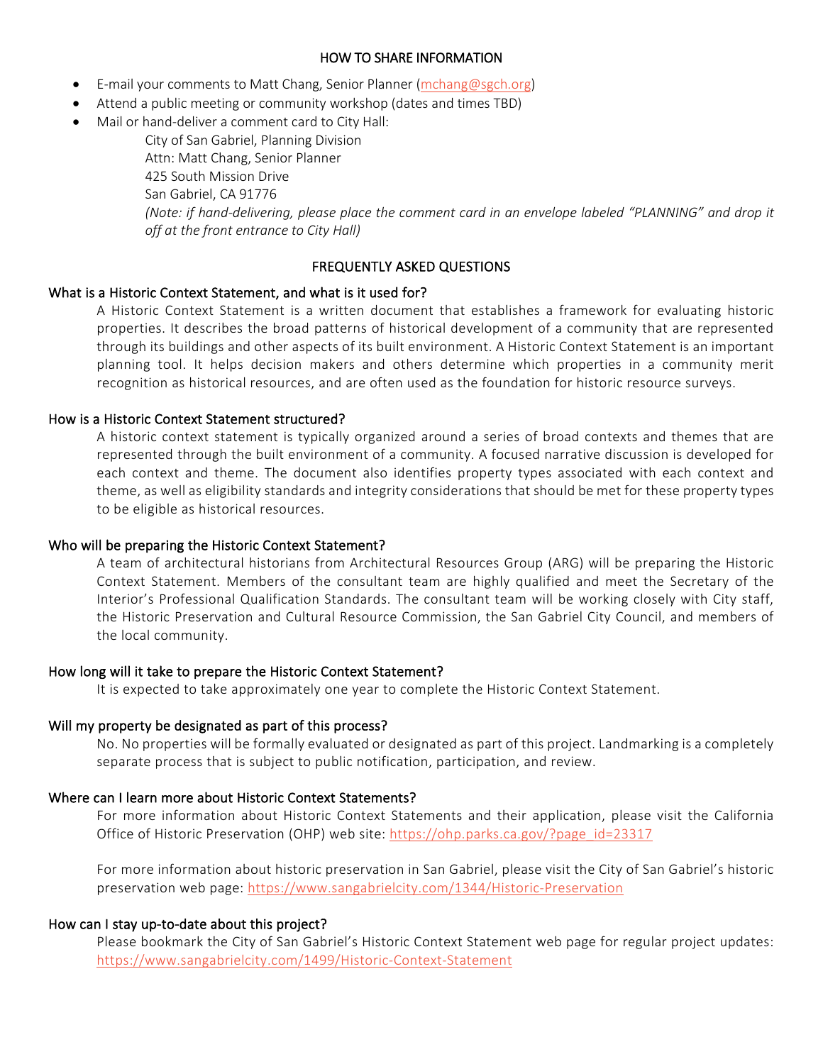## HOW TO SHARE INFORMATION

- E-mail your comments to Matt Chang, Senior Planner (mchang@sgch.org)
- Attend a public meeting or community workshop (dates and times TBD)
- Mail or hand-deliver a comment card to City Hall:

  City of San Gabriel, Planning Division
  Attn: Matt Chang, Senior Planner
  425 South Mission Drive
  San Gabriel, CA 91776
  *(Note: if hand-delivering, please place the comment card in an envelope labeled "PLANNING" and drop it off at the front entrance to City Hall)*

## FREQUENTLY ASKED QUESTIONS

### What is a Historic Context Statement, and what is it used for?

A Historic Context Statement is a written document that establishes a framework for evaluating historic properties. It describes the broad patterns of historical development of a community that are represented through its buildings and other aspects of its built environment. A Historic Context Statement is an important planning tool. It helps decision makers and others determine which properties in a community merit recognition as historical resources, and are often used as the foundation for historic resource surveys.

### How is a Historic Context Statement structured?

A historic context statement is typically organized around a series of broad contexts and themes that are represented through the built environment of a community. A focused narrative discussion is developed for each context and theme. The document also identifies property types associated with each context and theme, as well as eligibility standards and integrity considerations that should be met for these property types to be eligible as historical resources.

### Who will be preparing the Historic Context Statement?

A team of architectural historians from Architectural Resources Group (ARG) will be preparing the Historic Context Statement. Members of the consultant team are highly qualified and meet the Secretary of the Interior's Professional Qualification Standards. The consultant team will be working closely with City staff, the Historic Preservation and Cultural Resource Commission, the San Gabriel City Council, and members of the local community.

### How long will it take to prepare the Historic Context Statement?

It is expected to take approximately one year to complete the Historic Context Statement.

### Will my property be designated as part of this process?

No. No properties will be formally evaluated or designated as part of this project. Landmarking is a completely separate process that is subject to public notification, participation, and review.

### Where can I learn more about Historic Context Statements?

For more information about Historic Context Statements and their application, please visit the California Office of Historic Preservation (OHP) web site: https://ohp.parks.ca.gov/?page_id=23317

For more information about historic preservation in San Gabriel, please visit the City of San Gabriel's historic preservation web page: https://www.sangabrielcity.com/1344/Historic-Preservation

### How can I stay up-to-date about this project?

Please bookmark the City of San Gabriel's Historic Context Statement web page for regular project updates: https://www.sangabrielcity.com/1499/Historic-Context-Statement